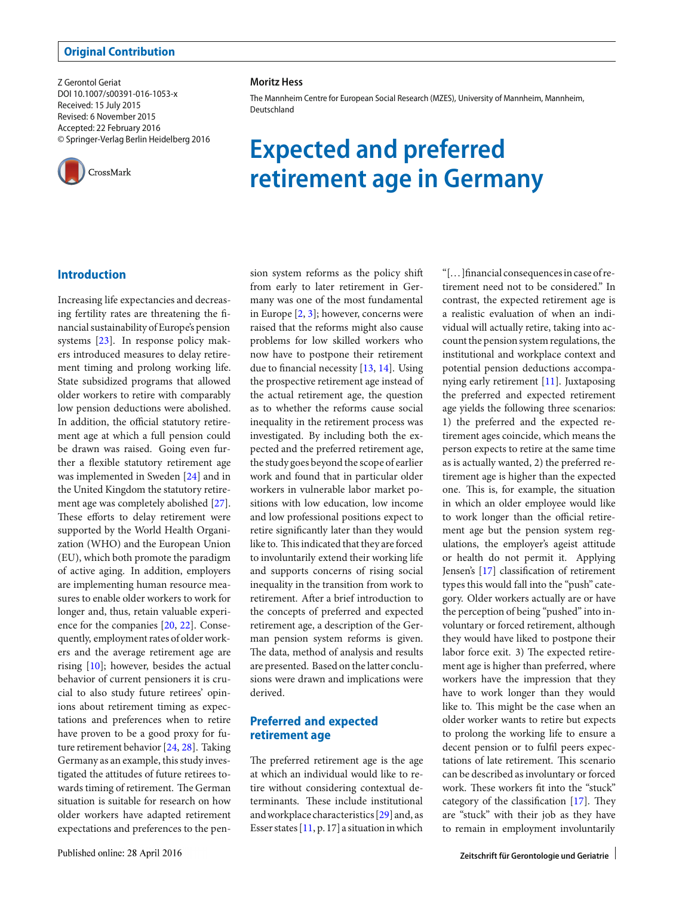Original Contribution

Z Gerontol Geriat
DOI 10.1007/s00391-016-1053-x
Received: 15 July 2015
Revised: 6 November 2015
Accepted: 22 February 2016
© Springer-Verlag Berlin Heidelberg 2016

**Moritz Hess**

The Mannheim Centre for European Social Research (MZES), University of Mannheim, Mannheim, Deutschland

# Expected and preferred retirement age in Germany

## Introduction

Increasing life expectancies and decreasing fertility rates are threatening the financial sustainability of Europe's pension systems [23]. In response policy makers introduced measures to delay retirement timing and prolong working life. State subsidized programs that allowed older workers to retire with comparably low pension deductions were abolished. In addition, the official statutory retirement age at which a full pension could be drawn was raised. Going even further a flexible statutory retirement age was implemented in Sweden [24] and in the United Kingdom the statutory retirement age was completely abolished [27]. These efforts to delay retirement were supported by the World Health Organization (WHO) and the European Union (EU), which both promote the paradigm of active aging. In addition, employers are implementing human resource measures to enable older workers to work for longer and, thus, retain valuable experience for the companies [20, 22]. Consequently, employment rates of older workers and the average retirement age are rising [10]; however, besides the actual behavior of current pensioners it is crucial to also study future retirees' opinions about retirement timing as expectations and preferences when to retire have proven to be a good proxy for future retirement behavior [24, 28]. Taking Germany as an example, this study investigated the attitudes of future retirees towards timing of retirement. The German situation is suitable for research on how older workers have adapted retirement expectations and preferences to the pension system reforms as the policy shift from early to later retirement in Germany was one of the most fundamental in Europe [2, 3]; however, concerns were raised that the reforms might also cause problems for low skilled workers who now have to postpone their retirement due to financial necessity [13, 14]. Using the prospective retirement age instead of the actual retirement age, the question as to whether the reforms cause social inequality in the retirement process was investigated. By including both the expected and the preferred retirement age, the study goes beyond the scope of earlier work and found that in particular older workers in vulnerable labor market positions with low education, low income and low professional positions expect to retire significantly later than they would like to. This indicated that they are forced to involuntarily extend their working life and supports concerns of rising social inequality in the transition from work to retirement. After a brief introduction to the concepts of preferred and expected retirement age, a description of the German pension system reforms is given. The data, method of analysis and results are presented. Based on the latter conclusions were drawn and implications were derived.

## Preferred and expected retirement age

The preferred retirement age is the age at which an individual would like to retire without considering contextual determinants. These include institutional and workplace characteristics [29] and, as Esser states [11, p. 17] a situation in which "[...] financial consequences in case of retirement need not to be considered." In contrast, the expected retirement age is a realistic evaluation of when an individual will actually retire, taking into account the pension system regulations, the institutional and workplace context and potential pension deductions accompanying early retirement [11]. Juxtaposing the preferred and expected retirement age yields the following three scenarios: 1) the preferred and the expected retirement ages coincide, which means the person expects to retire at the same time as is actually wanted, 2) the preferred retirement age is higher than the expected one. This is, for example, the situation in which an older employee would like to work longer than the official retirement age but the pension system regulations, the employer's ageist attitude or health do not permit it. Applying Jensen's [17] classification of retirement types this would fall into the "push" category. Older workers actually are or have the perception of being "pushed" into involuntary or forced retirement, although they would have liked to postpone their labor force exit. 3) The expected retirement age is higher than preferred, where workers have the impression that they have to work longer than they would like to. This might be the case when an older worker wants to retire but expects to prolong the working life to ensure a decent pension or to fulfil peers expectations of late retirement. This scenario can be described as involuntary or forced work. These workers fit into the "stuck" category of the classification [17]. They are "stuck" with their job as they have to remain in employment involuntarily

Published online: 28 April 2016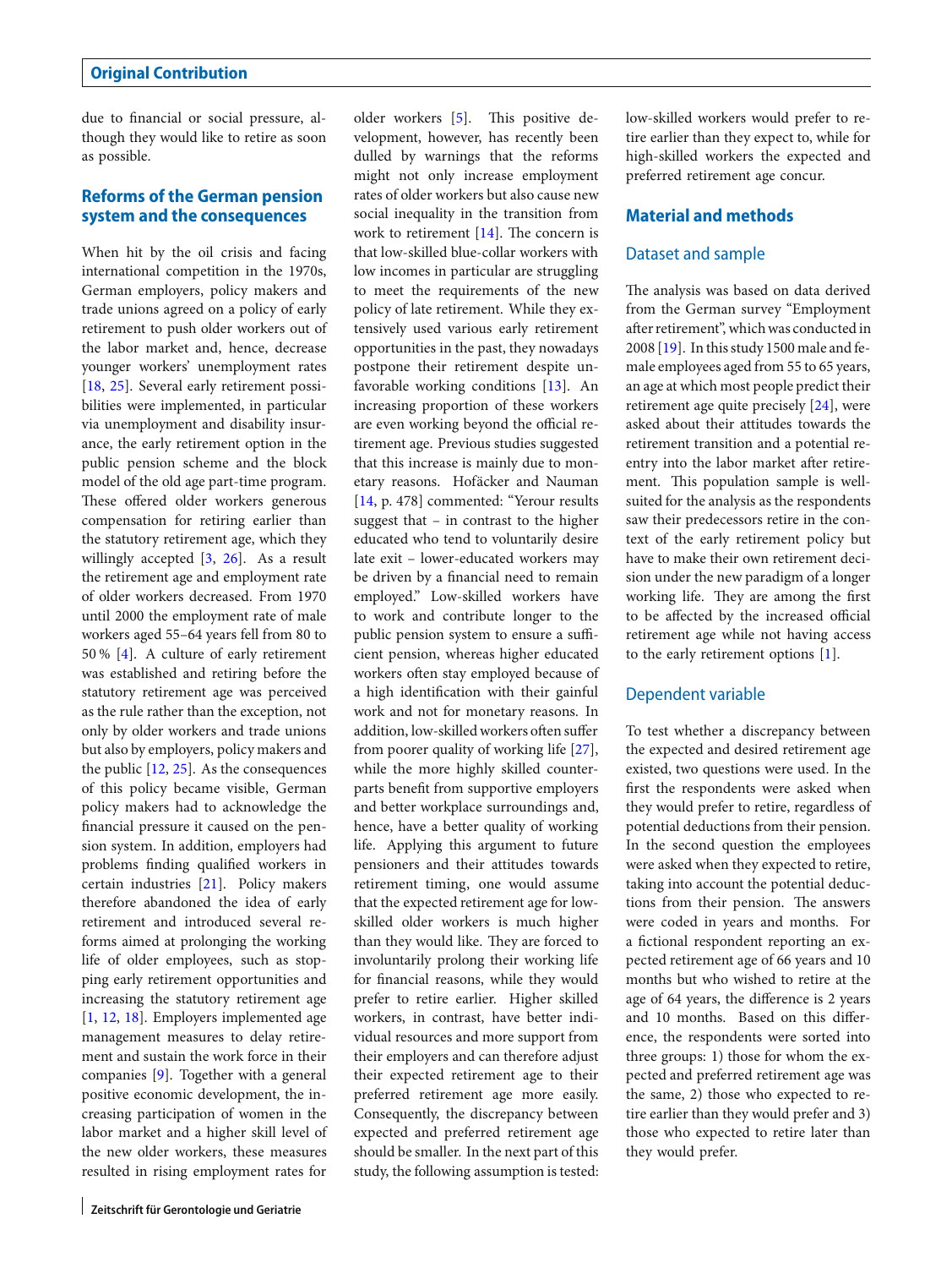due to financial or social pressure, although they would like to retire as soon as possible.

## Reforms of the German pension system and the consequences

When hit by the oil crisis and facing international competition in the 1970s, German employers, policy makers and trade unions agreed on a policy of early retirement to push older workers out of the labor market and, hence, decrease younger workers' unemployment rates [18, 25]. Several early retirement possibilities were implemented, in particular via unemployment and disability insurance, the early retirement option in the public pension scheme and the block model of the old age part-time program. These offered older workers generous compensation for retiring earlier than the statutory retirement age, which they willingly accepted [3, 26]. As a result the retirement age and employment rate of older workers decreased. From 1970 until 2000 the employment rate of male workers aged 55–64 years fell from 80 to 50 % [4]. A culture of early retirement was established and retiring before the statutory retirement age was perceived as the rule rather than the exception, not only by older workers and trade unions but also by employers, policy makers and the public [12, 25]. As the consequences of this policy became visible, German policy makers had to acknowledge the financial pressure it caused on the pension system. In addition, employers had problems finding qualified workers in certain industries [21]. Policy makers therefore abandoned the idea of early retirement and introduced several reforms aimed at prolonging the working life of older employees, such as stopping early retirement opportunities and increasing the statutory retirement age [1, 12, 18]. Employers implemented age management measures to delay retirement and sustain the work force in their companies [9]. Together with a general positive economic development, the increasing participation of women in the labor market and a higher skill level of the new older workers, these measures resulted in rising employment rates for older workers [5]. This positive development, however, has recently been dulled by warnings that the reforms might not only increase employment rates of older workers but also cause new social inequality in the transition from work to retirement [14]. The concern is that low-skilled blue-collar workers with low incomes in particular are struggling to meet the requirements of the new policy of late retirement. While they extensively used various early retirement opportunities in the past, they nowadays postpone their retirement despite unfavorable working conditions [13]. An increasing proportion of these workers are even working beyond the official retirement age. Previous studies suggested that this increase is mainly due to monetary reasons. Hofäcker and Nauman [14, p. 478] commented: "Yerour results suggest that – in contrast to the higher educated who tend to voluntarily desire late exit – lower-educated workers may be driven by a financial need to remain employed." Low-skilled workers have to work and contribute longer to the public pension system to ensure a sufficient pension, whereas higher educated workers often stay employed because of a high identification with their gainful work and not for monetary reasons. In addition, low-skilled workers often suffer from poorer quality of working life [27], while the more highly skilled counterparts benefit from supportive employers and better workplace surroundings and, hence, have a better quality of working life. Applying this argument to future pensioners and their attitudes towards retirement timing, one would assume that the expected retirement age for low-skilled older workers is much higher than they would like. They are forced to involuntarily prolong their working life for financial reasons, while they would prefer to retire earlier. Higher skilled workers, in contrast, have better individual resources and more support from their employers and can therefore adjust their expected retirement age to their preferred retirement age more easily. Consequently, the discrepancy between expected and preferred retirement age should be smaller. In the next part of this study, the following assumption is tested: low-skilled workers would prefer to retire earlier than they expect to, while for high-skilled workers the expected and preferred retirement age concur.

## Material and methods

### Dataset and sample

The analysis was based on data derived from the German survey "Employment after retirement", which was conducted in 2008 [19]. In this study 1500 male and female employees aged from 55 to 65 years, an age at which most people predict their retirement age quite precisely [24], were asked about their attitudes towards the retirement transition and a potential reentry into the labor market after retirement. This population sample is well-suited for the analysis as the respondents saw their predecessors retire in the context of the early retirement policy but have to make their own retirement decision under the new paradigm of a longer working life. They are among the first to be affected by the increased official retirement age while not having access to the early retirement options [1].

### Dependent variable

To test whether a discrepancy between the expected and desired retirement age existed, two questions were used. In the first the respondents were asked when they would prefer to retire, regardless of potential deductions from their pension. In the second question the employees were asked when they expected to retire, taking into account the potential deductions from their pension. The answers were coded in years and months. For a fictional respondent reporting an expected retirement age of 66 years and 10 months but who wished to retire at the age of 64 years, the difference is 2 years and 10 months. Based on this difference, the respondents were sorted into three groups: 1) those for whom the expected and preferred retirement age was the same, 2) those who expected to retire earlier than they would prefer and 3) those who expected to retire later than they would prefer.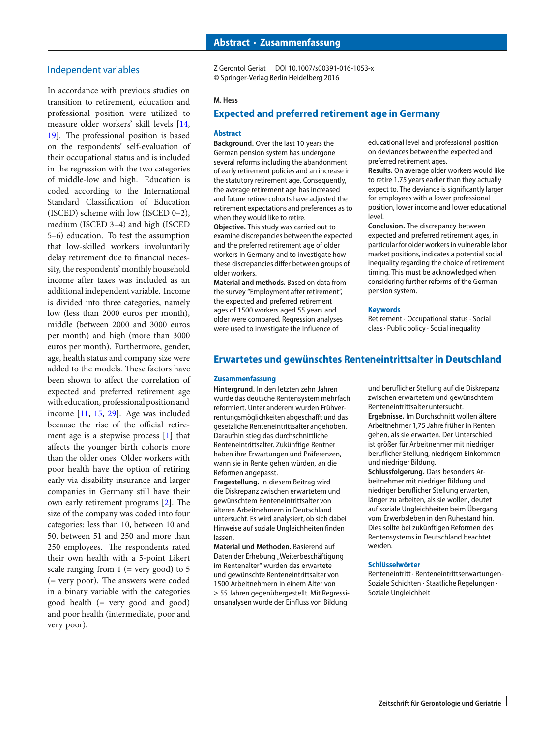## Independent variables

In accordance with previous studies on transition to retirement, education and professional position were utilized to measure older workers' skill levels [14, 19]. The professional position is based on the respondents' self-evaluation of their occupational status and is included in the regression with the two categories of middle-low and high. Education is coded according to the International Standard Classification of Education (ISCED) scheme with low (ISCED 0–2), medium (ISCED 3–4) and high (ISCED 5–6) education. To test the assumption that low-skilled workers involuntarily delay retirement due to financial necessity, the respondents' monthly household income after taxes was included as an additional independent variable. Income is divided into three categories, namely low (less than 2000 euros per month), middle (between 2000 and 3000 euros per month) and high (more than 3000 euros per month). Furthermore, gender, age, health status and company size were added to the models. These factors have been shown to affect the correlation of expected and preferred retirement age with education, professional position and income [11, 15, 29]. Age was included because the rise of the official retirement age is a stepwise process [1] that affects the younger birth cohorts more than the older ones. Older workers with poor health have the option of retiring early via disability insurance and larger companies in Germany still have their own early retirement programs [2]. The size of the company was coded into four categories: less than 10, between 10 and 50, between 51 and 250 and more than 250 employees. The respondents rated their own health with a 5-point Likert scale ranging from 1 (= very good) to 5 (= very poor). The answers were coded in a binary variable with the categories good health (= very good and good) and poor health (intermediate, poor and very poor).

## Abstract · Zusammenfassung

Z Gerontol Geriat DOI 10.1007/s00391-016-1053-x
© Springer-Verlag Berlin Heidelberg 2016

**M. Hess**

### Expected and preferred retirement age in Germany

#### Abstract

**Background.** Over the last 10 years the German pension system has undergone several reforms including the abandonment of early retirement policies and an increase in the statutory retirement age. Consequently, the average retirement age has increased and future retiree cohorts have adjusted the retirement expectations and preferences as to when they would like to retire.
**Objective.** This study was carried out to examine discrepancies between the expected and the preferred retirement age of older workers in Germany and to investigate how these discrepancies differ between groups of older workers.
**Material and methods.** Based on data from the survey "Employment after retirement", the expected and preferred retirement ages of 1500 workers aged 55 years and older were compared. Regression analyses were used to investigate the influence of educational level and professional position on deviances between the expected and preferred retirement ages.
**Results.** On average older workers would like to retire 1.75 years earlier than they actually expect to. The deviance is significantly larger for employees with a lower professional position, lower income and lower educational level.
**Conclusion.** The discrepancy between expected and preferred retirement ages, in particular for older workers in vulnerable labor market positions, indicates a potential social inequality regarding the choice of retirement timing. This must be acknowledged when considering further reforms of the German pension system.

#### Keywords

Retirement · Occupational status · Social class · Public policy · Social inequality

### Erwartetes und gewünschtes Renteneintrittsalter in Deutschland

#### Zusammenfassung

**Hintergrund.** In den letzten zehn Jahren wurde das deutsche Rentensystem mehrfach reformiert. Unter anderem wurden Frühverrentungsmöglichkeiten abgeschafft und das gesetzliche Renteneintrittsalter angehoben. Daraufhin stieg das durchschnittliche Renteneintrittsalter. Zukünftige Rentner haben ihre Erwartungen und Präferenzen, wann sie in Rente gehen würden, an die Reformen angepasst.
**Fragestellung.** In diesem Beitrag wird die Diskrepanz zwischen erwartetem und gewünschtem Renteneintrittsalter von älteren Arbeitnehmern in Deutschland untersucht. Es wird analysiert, ob sich dabei Hinweise auf soziale Ungleichheiten finden lassen.
**Material und Methoden.** Basierend auf Daten der Erhebung „Weiterbeschäftigung im Rentenalter" wurden das erwartete und gewünschte Renteneintrittsalter von 1500 Arbeitnehmern in einem Alter von ≥ 55 Jahren gegenübergestellt. Mit Regressionsanalysen wurde der Einfluss von Bildung und beruflicher Stellung auf die Diskrepanz zwischen erwartetem und gewünschtem Renteneintrittsalter untersucht.
**Ergebnisse.** Im Durchschnitt wollen ältere Arbeitnehmer 1,75 Jahre früher in Renten gehen, als sie erwarten. Der Unterschied ist größer für Arbeitnehmer mit niedriger beruflicher Stellung, niedrigem Einkommen und niedriger Bildung.
**Schlussfolgerung.** Dass besonders Arbeitnehmer mit niedriger Bildung und niedriger beruflicher Stellung erwarten, länger zu arbeiten, als sie wollen, deutet auf soziale Ungleichheiten beim Übergang vom Erwerbsleben in den Ruhestand hin. Dies sollte bei zukünftigen Reformen des Rentensystems in Deutschland beachtet werden.

#### Schlüsselwörter

Renteneintritt · Renteneintrittserwartungen · Soziale Schichten · Staatliche Regelungen · Soziale Ungleichheit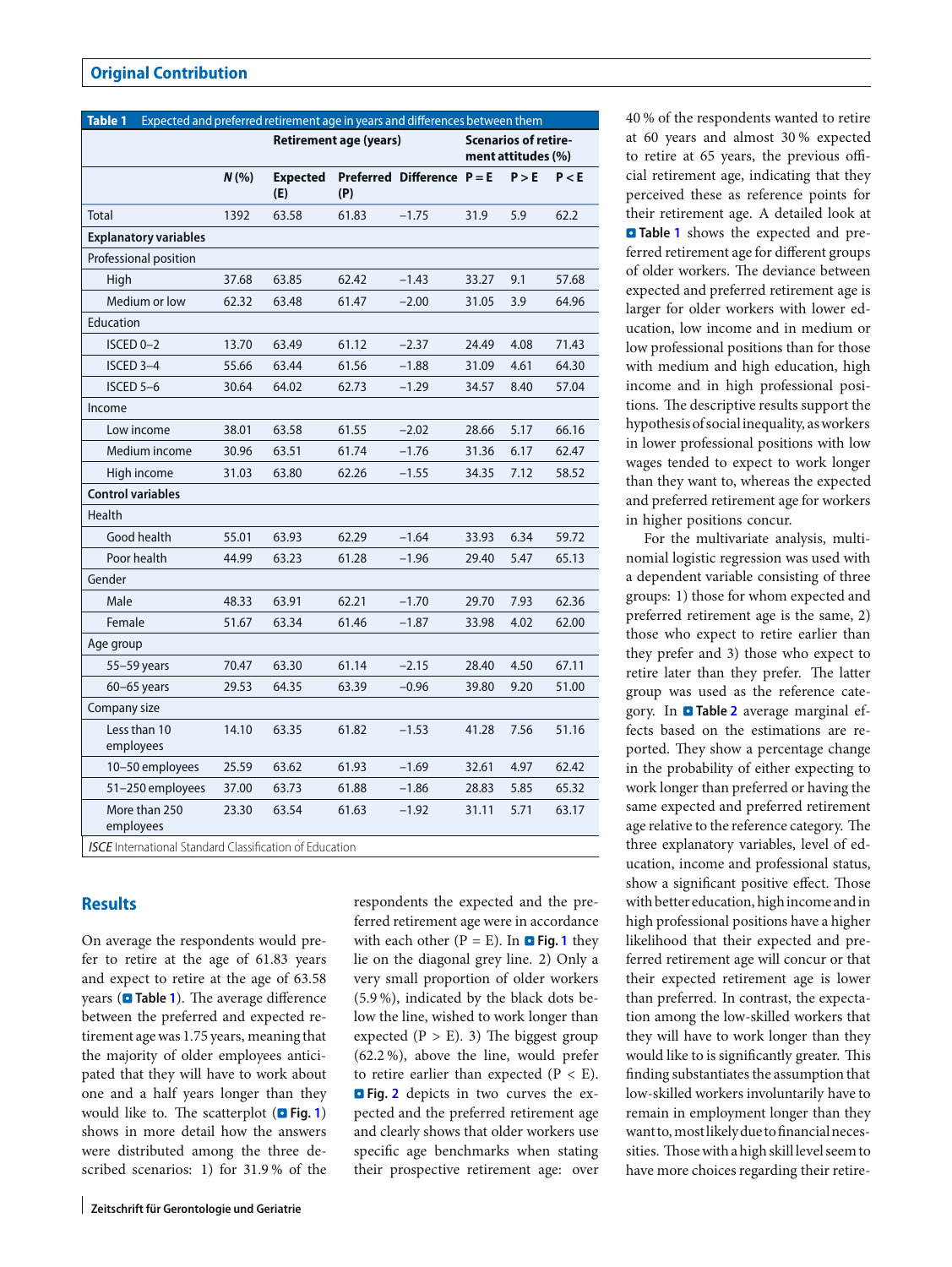**Table 1** Expected and preferred retirement age in years and differences between them

| | | Retirement age (years) | | | Scenarios of retirement attitudes (%) | | |
|---|---|---|---|---|---|---|---|
| | *N* (%) | Expected (E) | Preferred (P) | Difference | P = E | P > E | P < E |
| Total | 1392 | 63.58 | 61.83 | −1.75 | 31.9 | 5.9 | 62.2 |
| **Explanatory variables** | | | | | | | |
| Professional position | | | | | | | |
| High | 37.68 | 63.85 | 62.42 | −1.43 | 33.27 | 9.1 | 57.68 |
| Medium or low | 62.32 | 63.48 | 61.47 | −2.00 | 31.05 | 3.9 | 64.96 |
| Education | | | | | | | |
| ISCED 0–2 | 13.70 | 63.49 | 61.12 | −2.37 | 24.49 | 4.08 | 71.43 |
| ISCED 3–4 | 55.66 | 63.44 | 61.56 | −1.88 | 31.09 | 4.61 | 64.30 |
| ISCED 5–6 | 30.64 | 64.02 | 62.73 | −1.29 | 34.57 | 8.40 | 57.04 |
| Income | | | | | | | |
| Low income | 38.01 | 63.58 | 61.55 | −2.02 | 28.66 | 5.17 | 66.16 |
| Medium income | 30.96 | 63.51 | 61.74 | −1.76 | 31.36 | 6.17 | 62.47 |
| High income | 31.03 | 63.80 | 62.26 | −1.55 | 34.35 | 7.12 | 58.52 |
| **Control variables** | | | | | | | |
| Health | | | | | | | |
| Good health | 55.01 | 63.93 | 62.29 | −1.64 | 33.93 | 6.34 | 59.72 |
| Poor health | 44.99 | 63.23 | 61.28 | −1.96 | 29.40 | 5.47 | 65.13 |
| Gender | | | | | | | |
| Male | 48.33 | 63.91 | 62.21 | −1.70 | 29.70 | 7.93 | 62.36 |
| Female | 51.67 | 63.34 | 61.46 | −1.87 | 33.98 | 4.02 | 62.00 |
| Age group | | | | | | | |
| 55–59 years | 70.47 | 63.30 | 61.14 | −2.15 | 28.40 | 4.50 | 67.11 |
| 60–65 years | 29.53 | 64.35 | 63.39 | −0.96 | 39.80 | 9.20 | 51.00 |
| Company size | | | | | | | |
| Less than 10 employees | 14.10 | 63.35 | 61.82 | −1.53 | 41.28 | 7.56 | 51.16 |
| 10–50 employees | 25.59 | 63.62 | 61.93 | −1.69 | 32.61 | 4.97 | 62.42 |
| 51–250 employees | 37.00 | 63.73 | 61.88 | −1.86 | 28.83 | 5.85 | 65.32 |
| More than 250 employees | 23.30 | 63.54 | 61.63 | −1.92 | 31.11 | 5.71 | 63.17 |

*ISCE* International Standard Classification of Education

## Results

On average the respondents would prefer to retire at the age of 61.83 years and expect to retire at the age of 63.58 years (Table 1). The average difference between the preferred and expected retirement age was 1.75 years, meaning that the majority of older employees anticipated that they will have to work about one and a half years longer than they would like to. The scatterplot (Fig. 1) shows in more detail how the answers were distributed among the three described scenarios: 1) for 31.9 % of the respondents the expected and the preferred retirement age were in accordance with each other (P = E). In Fig. 1 they lie on the diagonal grey line. 2) Only a very small proportion of older workers (5.9 %), indicated by the black dots below the line, wished to work longer than expected (P > E). 3) The biggest group (62.2 %), above the line, would prefer to retire earlier than expected (P < E). Fig. 2 depicts in two curves the expected and the preferred retirement age and clearly shows that older workers use specific age benchmarks when stating their prospective retirement age: over 40 % of the respondents wanted to retire at 60 years and almost 30 % expected to retire at 65 years, the previous official retirement age, indicating that they perceived these as reference points for their retirement age. A detailed look at Table 1 shows the expected and preferred retirement age for different groups of older workers. The deviance between expected and preferred retirement age is larger for older workers with lower education, low income and in medium or low professional positions than for those with medium and high education, high income and in high professional positions. The descriptive results support the hypothesis of social inequality, as workers in lower professional positions with low wages tended to expect to work longer than they want to, whereas the expected and preferred retirement age for workers in higher positions concur.

For the multivariate analysis, multinomial logistic regression was used with a dependent variable consisting of three groups: 1) those for whom expected and preferred retirement age is the same, 2) those who expect to retire earlier than they prefer and 3) those who expect to retire later than they prefer. The latter group was used as the reference category. In Table 2 average marginal effects based on the estimations are reported. They show a percentage change in the probability of either expecting to work longer than preferred or having the same expected and preferred retirement age relative to the reference category. The three explanatory variables, level of education, income and professional status, show a significant positive effect. Those with better education, high income and in high professional positions have a higher likelihood that their expected and preferred retirement age will concur or that their expected retirement age is lower than preferred. In contrast, the expectation among the low-skilled workers that they will have to work longer than they would like to is significantly greater. This finding substantiates the assumption that low-skilled workers involuntarily have to remain in employment longer than they want to, most likely due to financial necessities. Those with a high skill level seem to have more choices regarding their retire-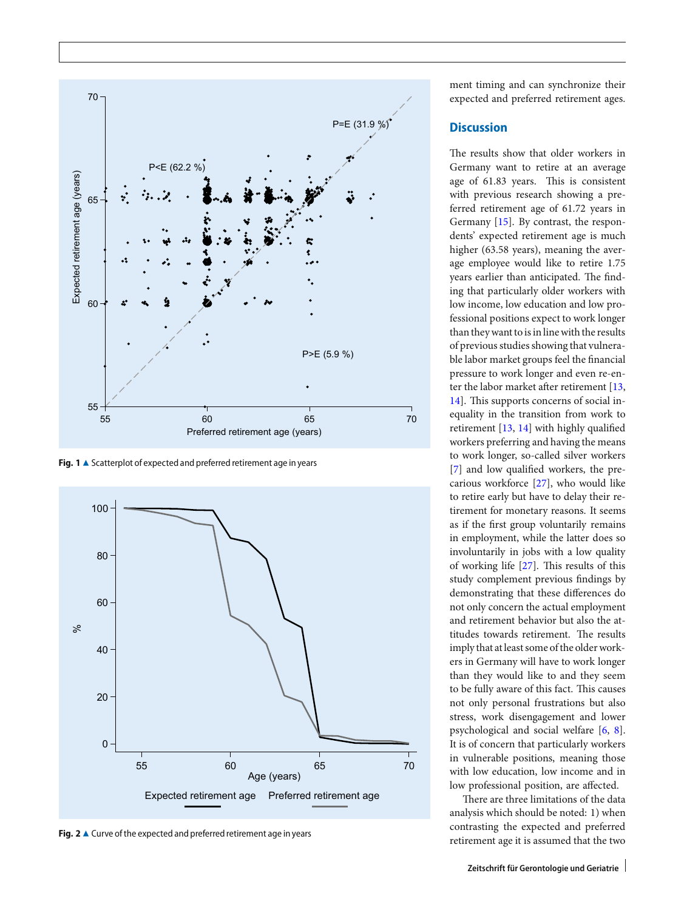Fig. 1 ▲ Scatterplot of expected and preferred retirement age in years

Fig. 2 ▲ Curve of the expected and preferred retirement age in years

ment timing and can synchronize their expected and preferred retirement ages.

## Discussion

The results show that older workers in Germany want to retire at an average age of 61.83 years. This is consistent with previous research showing a preferred retirement age of 61.72 years in Germany [15]. By contrast, the respondents' expected retirement age is much higher (63.58 years), meaning the average employee would like to retire 1.75 years earlier than anticipated. The finding that particularly older workers with low income, low education and low professional positions expect to work longer than they want to is in line with the results of previous studies showing that vulnerable labor market groups feel the financial pressure to work longer and even re-enter the labor market after retirement [13, 14]. This supports concerns of social inequality in the transition from work to retirement [13, 14] with highly qualified workers preferring and having the means to work longer, so-called silver workers [7] and low qualified workers, the precarious workforce [27], who would like to retire early but have to delay their retirement for monetary reasons. It seems as if the first group voluntarily remains in employment, while the latter does so involuntarily in jobs with a low quality of working life [27]. This results of this study complement previous findings by demonstrating that these differences do not only concern the actual employment and retirement behavior but also the attitudes towards retirement. The results imply that at least some of the older workers in Germany will have to work longer than they would like to and they seem to be fully aware of this fact. This causes not only personal frustrations but also stress, work disengagement and lower psychological and social welfare [6, 8]. It is of concern that particularly workers in vulnerable positions, meaning those with low education, low income and in low professional position, are affected.

There are three limitations of the data analysis which should be noted: 1) when contrasting the expected and preferred retirement age it is assumed that the two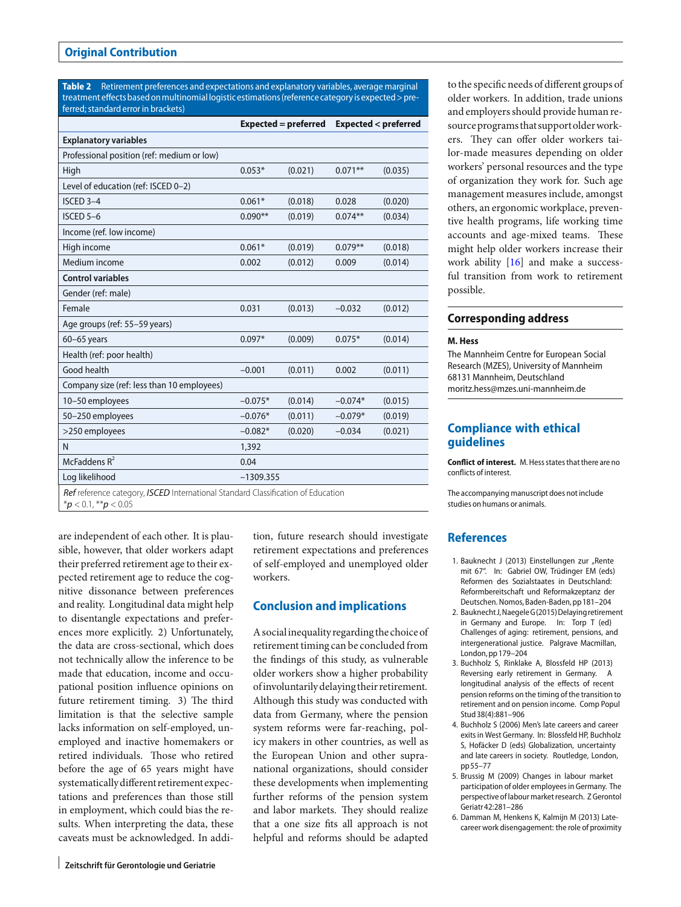**Table 2** Retirement preferences and expectations and explanatory variables, average marginal treatment effects based on multinomial logistic estimations (reference category is expected > preferred; standard error in brackets)

| | Expected = preferred | | Expected < preferred | |
|---|---|---|---|---|
| **Explanatory variables** | | | | |
| Professional position (ref: medium or low) | | | | |
| High | 0.053* | (0.021) | 0.071** | (0.035) |
| Level of education (ref: ISCED 0–2) | | | | |
| ISCED 3–4 | 0.061* | (0.018) | 0.028 | (0.020) |
| ISCED 5–6 | 0.090** | (0.019) | 0.074** | (0.034) |
| Income (ref. low income) | | | | |
| High income | 0.061* | (0.019) | 0.079** | (0.018) |
| Medium income | 0.002 | (0.012) | 0.009 | (0.014) |
| **Control variables** | | | | |
| Gender (ref: male) | | | | |
| Female | 0.031 | (0.013) | −0.032 | (0.012) |
| Age groups (ref: 55–59 years) | | | | |
| 60–65 years | 0.097* | (0.009) | 0.075* | (0.014) |
| Health (ref: poor health) | | | | |
| Good health | −0.001 | (0.011) | 0.002 | (0.011) |
| Company size (ref: less than 10 employees) | | | | |
| 10–50 employees | −0.075* | (0.014) | −0.074* | (0.015) |
| 50–250 employees | −0.076* | (0.011) | −0.079* | (0.019) |
| >250 employees | −0.082* | (0.020) | −0.034 | (0.021) |
| N | 1,392 | | | |
| McFaddens $R^2$ | 0.04 | | | |
| Log likelihood | −1309.355 | | | |

*Ref* reference category, *ISCED* International Standard Classification of Education
$^{*}p < 0.1$, $^{**}p < 0.05$

are independent of each other. It is plausible, however, that older workers adapt their preferred retirement age to their expected retirement age to reduce the cognitive dissonance between preferences and reality. Longitudinal data might help to disentangle expectations and preferences more explicitly. 2) Unfortunately, the data are cross-sectional, which does not technically allow the inference to be made that education, income and occupational position influence opinions on future retirement timing. 3) The third limitation is that the selective sample lacks information on self-employed, unemployed and inactive homemakers or retired individuals. Those who retired before the age of 65 years might have systematically different retirement expectations and preferences than those still in employment, which could bias the results. When interpreting the data, these caveats must be acknowledged. In addition, future research should investigate retirement expectations and preferences of self-employed and unemployed older workers.

## Conclusion and implications

A social inequality regarding the choice of retirement timing can be concluded from the findings of this study, as vulnerable older workers show a higher probability of involuntarily delaying their retirement. Although this study was conducted with data from Germany, where the pension system reforms were far-reaching, policy makers in other countries, as well as the European Union and other supranational organizations, should consider these developments when implementing further reforms of the pension system and labor markets. They should realize that a one size fits all approach is not helpful and reforms should be adapted to the specific needs of different groups of older workers. In addition, trade unions and employers should provide human resource programs that support older workers. They can offer older workers tailor-made measures depending on older workers' personal resources and the type of organization they work for. Such age management measures include, amongst others, an ergonomic workplace, preventive health programs, life working time accounts and age-mixed teams. These might help older workers increase their work ability [16] and make a successful transition from work to retirement possible.

## Corresponding address

**M. Hess**
The Mannheim Centre for European Social Research (MZES), University of Mannheim
68131 Mannheim, Deutschland
moritz.hess@mzes.uni-mannheim.de

## Compliance with ethical guidelines

**Conflict of interest.** M. Hess states that there are no conflicts of interest.

The accompanying manuscript does not include studies on humans or animals.

## References

1. Bauknecht J (2013) Einstellungen zur „Rente mit 67". In: Gabriel OW, Trüdinger EM (eds) Reformen des Sozialstaates in Deutschland: Reformbereitschaft und Reformakzeptanz der Deutschen. Nomos, Baden-Baden, pp 181–204
2. Bauknecht J, Naegele G (2015) Delaying retirement in Germany and Europe. In: Torp T (ed) Challenges of aging: retirement, pensions, and intergenerational justice. Palgrave Macmillan, London, pp 179–204
3. Buchholz S, Rinklake A, Blossfeld HP (2013) Reversing early retirement in Germany. A longitudinal analysis of the effects of recent pension reforms on the timing of the transition to retirement and on pension income. Comp Popul Stud 38(4):881–906
4. Buchholz S (2006) Men's late careers and career exits in West Germany. In: Blossfeld HP, Buchholz S, Hofäcker D (eds) Globalization, uncertainty and late careers in society. Routledge, London, pp 55–77
5. Brussig M (2009) Changes in labour market participation of older employees in Germany. The perspective of labour market research. Z Gerontol Geriatr 42:281–286
6. Damman M, Henkens K, Kalmijn M (2013) Late-career work disengagement: the role of proximity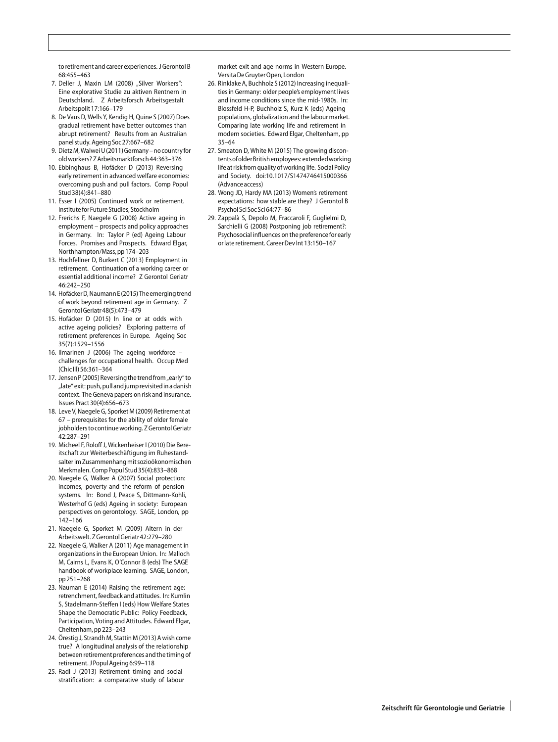to retirement and career experiences. J Gerontol B 68:455–463

7. Deller J, Maxin LM (2008) „Silver Workers“: Eine explorative Studie zu aktiven Rentnern in Deutschland. Z Arbeitsforsch Arbeitsgestalt Arbeitspolit 17:166–179
8. De Vaus D, Wells Y, Kendig H, Quine S (2007) Does gradual retirement have better outcomes than abrupt retirement? Results from an Australian panel study. Ageing Soc 27:667–682
9. Dietz M, Walwei U (2011) Germany – no country for old workers? Z Arbeitsmarktforsch 44:363–376
10. Ebbinghaus B, Hofäcker D (2013) Reversing early retirement in advanced welfare economies: overcoming push and pull factors. Comp Popul Stud 38(4):841–880
11. Esser I (2005) Continued work or retirement. Institute for Future Studies, Stockholm
12. Frerichs F, Naegele G (2008) Active ageing in employment – prospects and policy approaches in Germany. In: Taylor P (ed) Ageing Labour Forces. Promises and Prospects. Edward Elgar, Northhampton/Mass, pp 174–203
13. Hochfellner D, Burkert C (2013) Employment in retirement. Continuation of a working career or essential additional income? Z Gerontol Geriatr 46:242–250
14. Hofäcker D, Naumann E (2015) The emerging trend of work beyond retirement age in Germany. Z Gerontol Geriatr 48(5):473–479
15. Hofäcker D (2015) In line or at odds with active ageing policies? Exploring patterns of retirement preferences in Europe. Ageing Soc 35(7):1529–1556
16. Ilmarinen J (2006) The ageing workforce – challenges for occupational health. Occup Med (Chic Ill) 56:361–364
17. Jensen P (2005) Reversing the trend from „early“ to „late“ exit: push, pull and jump revisited in a danish context. The Geneva papers on risk and insurance. Issues Pract 30(4):656–673
18. Leve V, Naegele G, Sporket M (2009) Retirement at 67 – prerequisites for the ability of older female jobholders to continue working. Z Gerontol Geriatr 42:287–291
19. Micheel F, Roloff J, Wickenheiser I (2010) Die Bereitschaft zur Weiterbeschäftigung im Ruhestandsalter im Zusammenhang mit sozioökonomischen Merkmalen. Comp Popul Stud 35(4):833–868
20. Naegele G, Walker A (2007) Social protection: incomes, poverty and the reform of pension systems. In: Bond J, Peace S, Dittmann-Kohli, Westerhof G (eds) Ageing in society: European perspectives on gerontology. SAGE, London, pp 142–166
21. Naegele G, Sporket M (2009) Altern in der Arbeitswelt. Z Gerontol Geriatr 42:279–280
22. Naegele G, Walker A (2011) Age management in organizations in the European Union. In: Malloch M, Cairns L, Evans K, O'Connor B (eds) The SAGE handbook of workplace learning. SAGE, London, pp 251–268
23. Nauman E (2014) Raising the retirement age: retrenchment, feedback and attitudes. In: Kumlin S, Stadelmann-Steffen I (eds) How Welfare States Shape the Democratic Public: Policy Feedback, Participation, Voting and Attitudes. Edward Elgar, Cheltenham, pp 223–243
24. Örestig J, Strandh M, Stattin M (2013) A wish come true? A longitudinal analysis of the relationship between retirement preferences and the timing of retirement. J Popul Ageing 6:99–118
25. Radl J (2013) Retirement timing and social stratification: a comparative study of labour market exit and age norms in Western Europe. Versita De Gruyter Open, London
26. Rinklake A, Buchholz S (2012) Increasing inequalities in Germany: older people's employment lives and income conditions since the mid-1980s. In: Blossfeld H-P, Buchholz S, Kurz K (eds) Ageing populations, globalization and the labour market. Comparing late working life and retirement in modern societies. Edward Elgar, Cheltenham, pp 35–64
27. Smeaton D, White M (2015) The growing discontents of older British employees: extended working life at risk from quality of working life. Social Policy and Society. doi:10.1017/S1474746415000366 (Advance access)
28. Wong JD, Hardy MA (2013) Women's retirement expectations: how stable are they? J Gerontol B Psychol Sci Soc Sci 64:77–86
29. Zappalà S, Depolo M, Fraccaroli F, Guglielmi D, Sarchielli G (2008) Postponing job retirement?: Psychosocial influences on the preference for early or late retirement. Career Dev Int 13:150–167